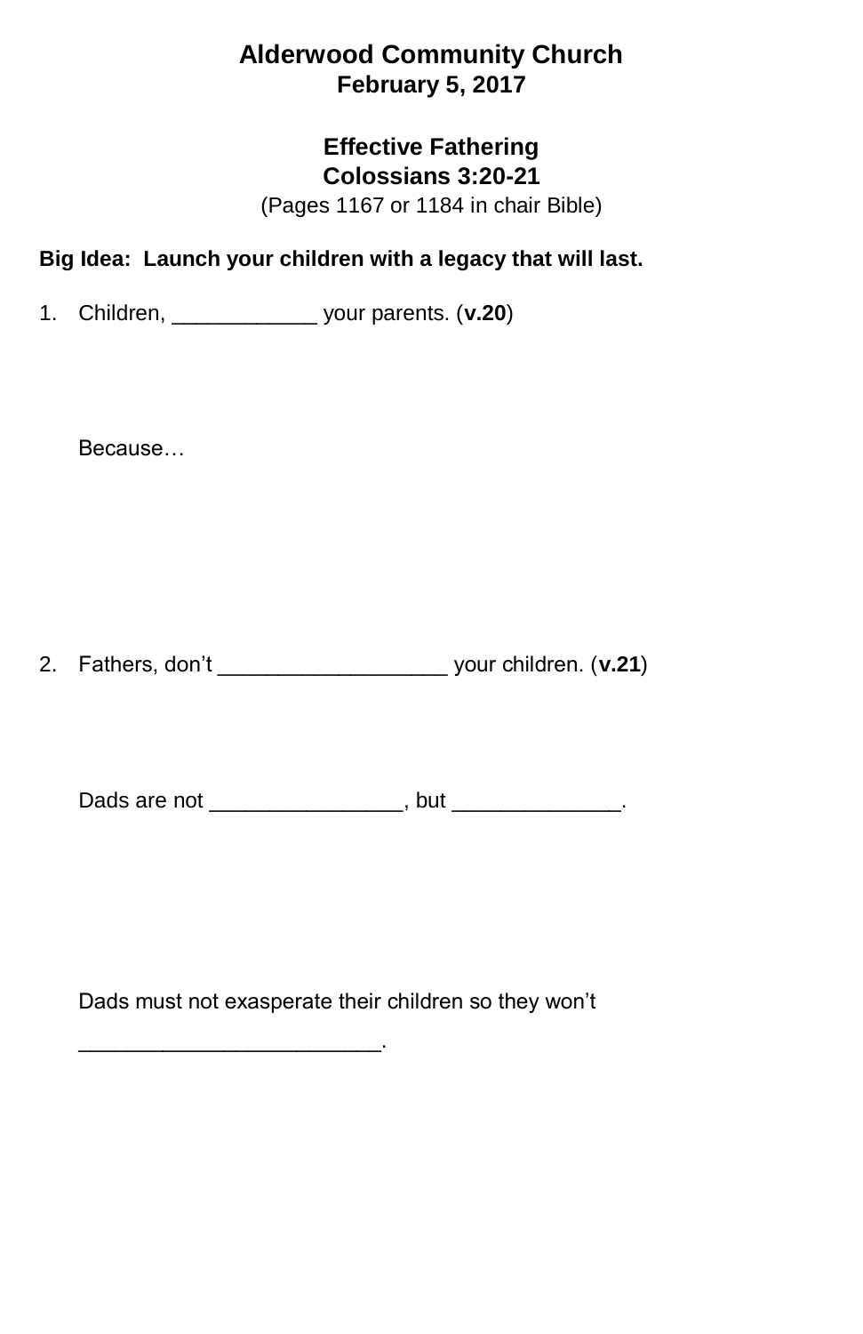# Alderwood Community Church
**February 5, 2017**

## Effective Fathering
**Colossians 3:20-21**

(Pages 1167 or 1184 in chair Bible)

**Big Idea: Launch your children with a legacy that will last.**

1. Children, ____________ your parents. (**v.20**)

   Because…

2. Fathers, don't ___________________ your children. (**v.21**)

   Dads are not ________________, but ______________.

   Dads must not exasperate their children so they won't

   _________________________.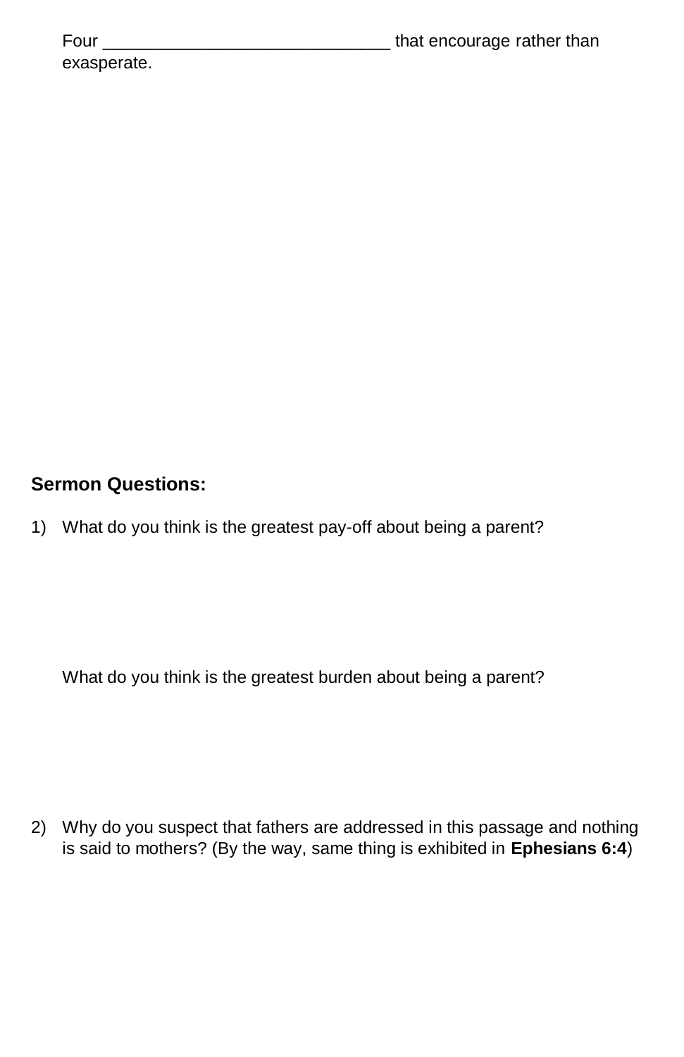Four ______________________________ that encourage rather than exasperate.

**Sermon Questions:**

1) What do you think is the greatest pay-off about being a parent?

   What do you think is the greatest burden about being a parent?

2) Why do you suspect that fathers are addressed in this passage and nothing is said to mothers? (By the way, same thing is exhibited in **Ephesians 6:4**)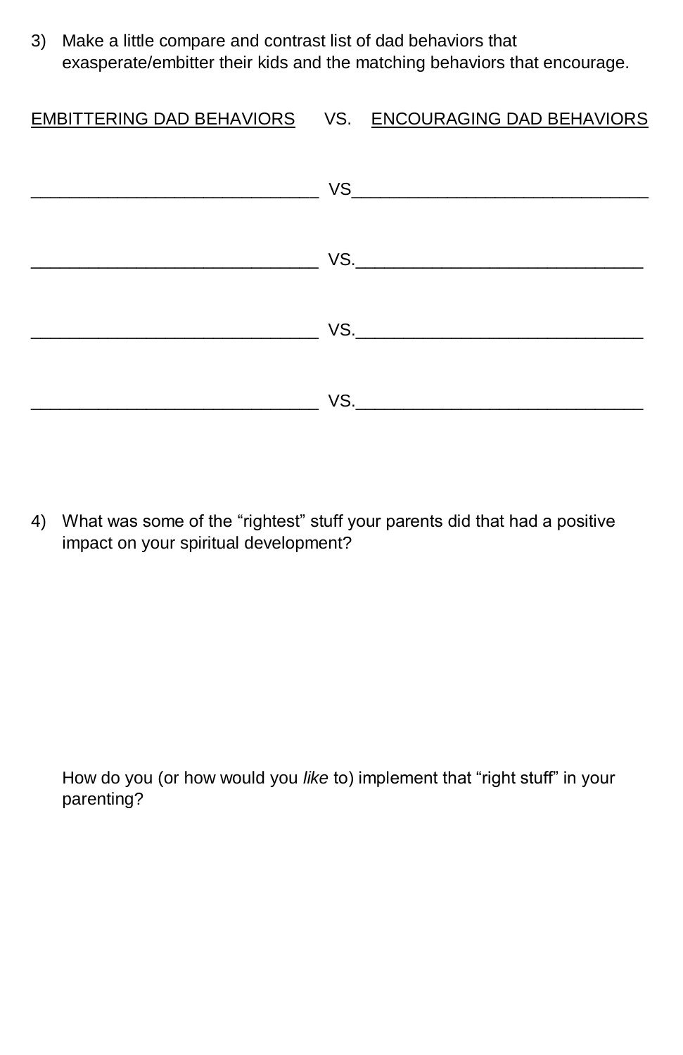3) Make a little compare and contrast list of dad behaviors that exasperate/embitter their kids and the matching behaviors that encourage.

| EMBITTERING DAD BEHAVIORS | VS. | ENCOURAGING DAD BEHAVIORS |
|---|---|---|
| ______________________________ | VS | ______________________________ |
| ______________________________ | VS. | ______________________________ |
| ______________________________ | VS. | ______________________________ |
| ______________________________ | VS. | ______________________________ |

4) What was some of the "rightest" stuff your parents did that had a positive impact on your spiritual development?

How do you (or how would you *like* to) implement that "right stuff" in your parenting?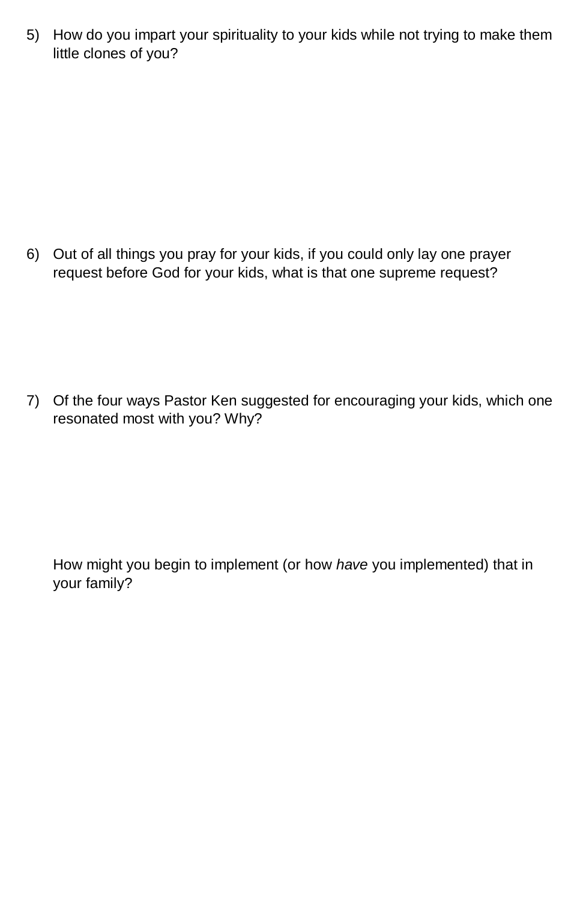5) How do you impart your spirituality to your kids while not trying to make them little clones of you?

6) Out of all things you pray for your kids, if you could only lay one prayer request before God for your kids, what is that one supreme request?

7) Of the four ways Pastor Ken suggested for encouraging your kids, which one resonated most with you? Why?

   How might you begin to implement (or how *have* you implemented) that in your family?